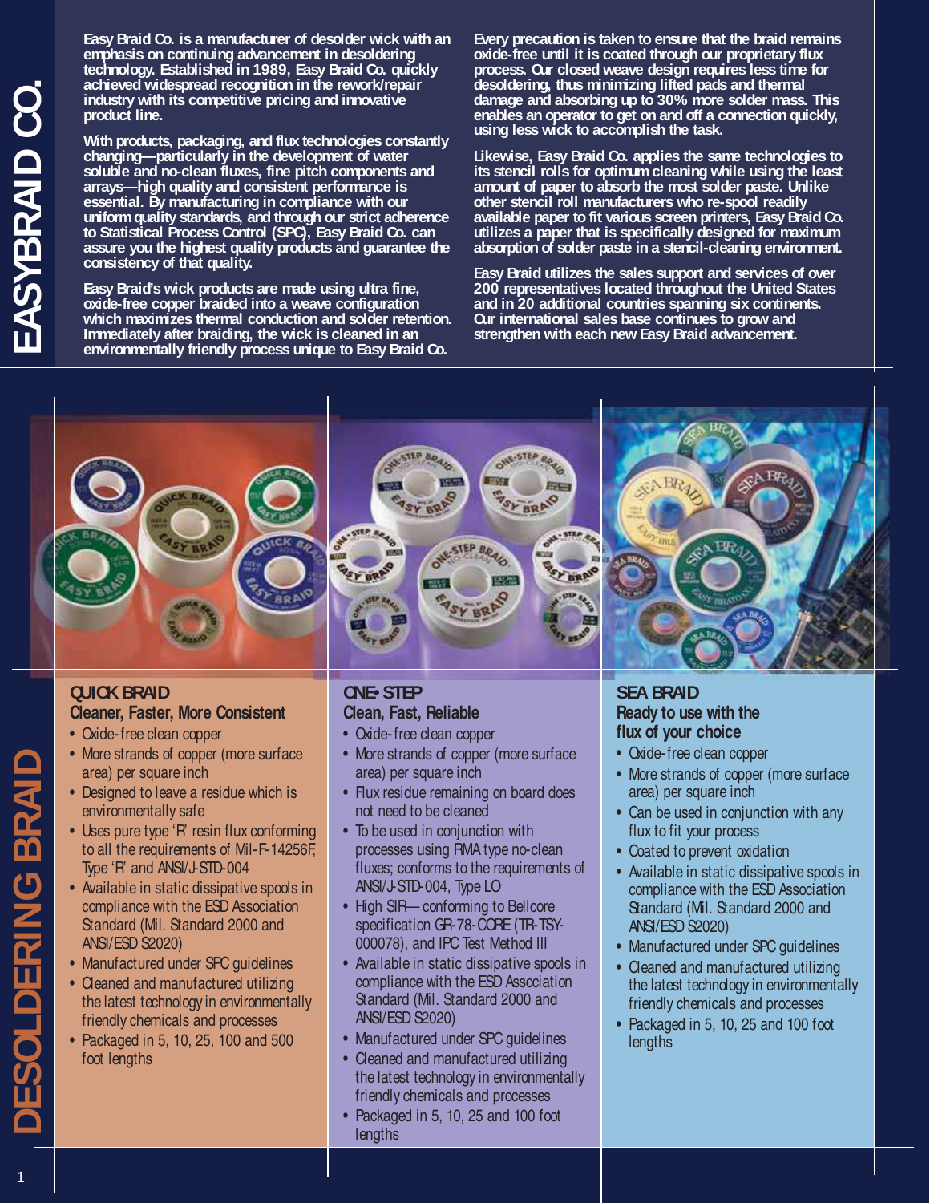# EASYBRAID CO.

Easy Braid Co. is a manufacturer of desolder wick with an emphasis on continuing advancement in desoldering technology. Established in 1989, Easy Braid Co. quickly achieved widespread recognition in the rework/repair industry with its competitive pricing and innovative product line.

With products, packaging, and flux technologies constantly changing—particularly in the development of water soluble and no-clean fluxes, fine pitch components and arrays—high quality and consistent performance is essential. By manufacturing in compliance with our uniform quality standards, and through our strict adherence to Statistical Process Control (SPC), Easy Braid Co. can assure you the highest quality products and guarantee the consistency of that quality.

Easy Braid's wick products are made using ultra fine, oxide-free copper braided into a weave configuration which maximizes thermal conduction and solder retention. Immediately after braiding, the wick is cleaned in an environmentally friendly process unique to Easy Braid Co.

Every precaution is taken to ensure that the braid remains oxide-free until it is coated through our proprietary flux process. Our closed weave design requires less time for desoldering, thus minimizing lifted pads and thermal damage and absorbing up to 30% more solder mass. This enables an operator to get on and off a connection quickly, using less wick to accomplish the task.

Likewise, Easy Braid Co. applies the same technologies to its stencil rolls for optimum cleaning while using the least amount of paper to absorb the most solder paste. Unlike other stencil roll manufacturers who re-spool readily available paper to fit various screen printers, Easy Braid Co. utilizes a paper that is specifically designed for maximum absorption of solder paste in a stencil-cleaning environment.

Easy Braid utilizes the sales support and services of over 200 representatives located throughout the United States and in 20 additional countries spanning six continents. Our international sales base continues to grow and strengthen with each new Easy Braid advancement.

# DESOLDERING BRAID

## QUICK BRAID
### Cleaner, Faster, More Consistent

- Oxide-free clean copper
- More strands of copper (more surface area) per square inch
- Designed to leave a residue which is environmentally safe
- Uses pure type 'R' resin flux conforming to all the requirements of Mil-F-14256F, Type 'R' and ANSI/J-STD-004
- Available in static dissipative spools in compliance with the ESD Association Standard (Mil. Standard 2000 and ANSI/ESD S2020)
- Manufactured under SPC guidelines
- Cleaned and manufactured utilizing the latest technology in environmentally friendly chemicals and processes
- Packaged in 5, 10, 25, 100 and 500 foot lengths

## ONE• STEP
### Clean, Fast, Reliable

- Oxide-free clean copper
- More strands of copper (more surface area) per square inch
- Flux residue remaining on board does not need to be cleaned
- To be used in conjunction with processes using RMA type no-clean fluxes; conforms to the requirements of ANSI/J-STD-004, Type LO
- High SIR—conforming to Bellcore specification GR-78-CORE (TR-TSY-000078), and IPC Test Method III
- Available in static dissipative spools in compliance with the ESD Association Standard (Mil. Standard 2000 and ANSI/ESD S2020)
- Manufactured under SPC guidelines
- Cleaned and manufactured utilizing the latest technology in environmentally friendly chemicals and processes
- Packaged in 5, 10, 25 and 100 foot lengths

## SEA BRAID
### Ready to use with the flux of your choice

- Oxide-free clean copper
- More strands of copper (more surface area) per square inch
- Can be used in conjunction with any flux to fit your process
- Coated to prevent oxidation
- Available in static dissipative spools in compliance with the ESD Association Standard (Mil. Standard 2000 and ANSI/ESD S2020)
- Manufactured under SPC guidelines
- Cleaned and manufactured utilizing the latest technology in environmentally friendly chemicals and processes
- Packaged in 5, 10, 25 and 100 foot lengths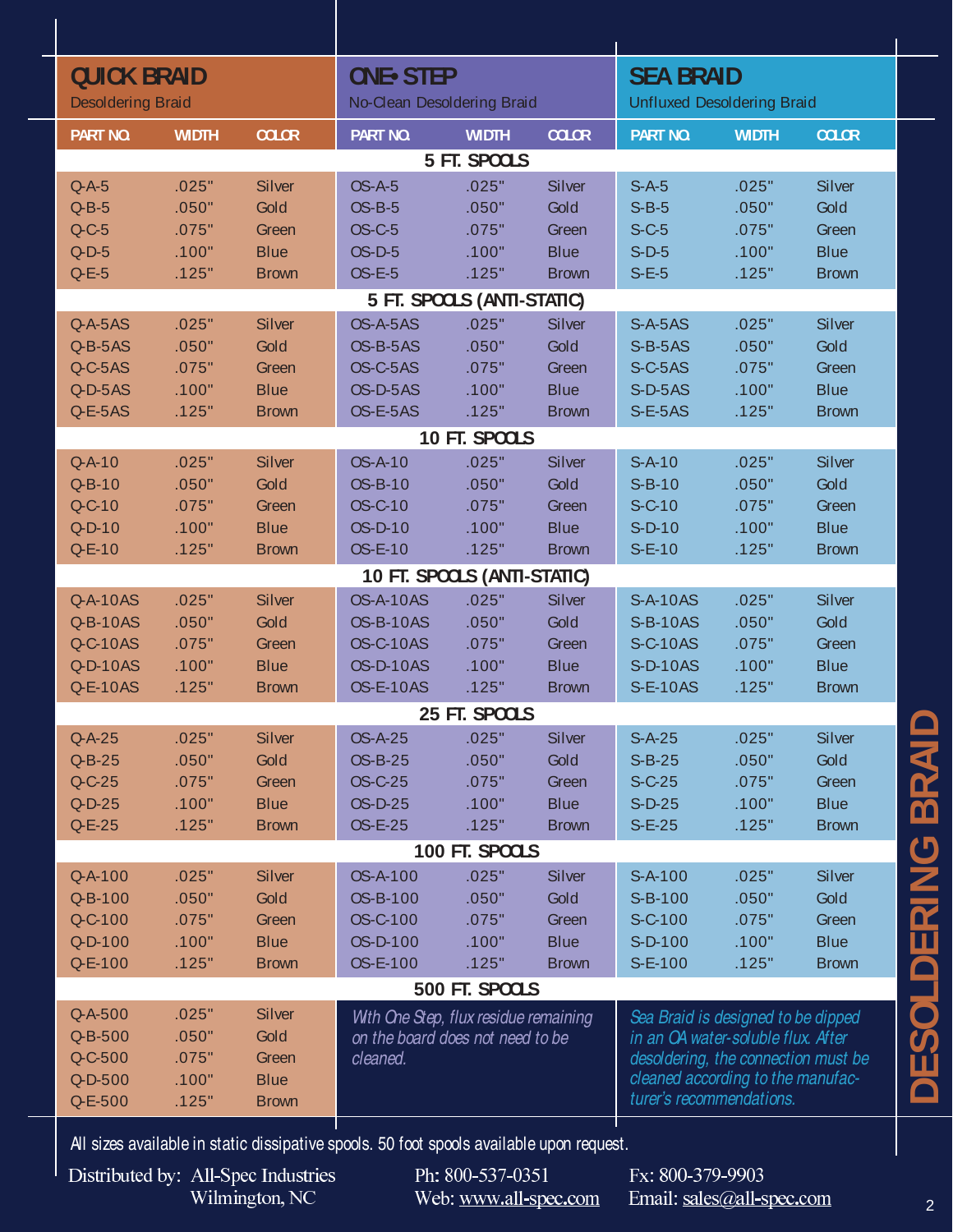# DESOLDERING BRAID

| QUICK BRAID<br>Desoldering Braid | | | ONE• STEP<br>No-Clean Desoldering Braid | | | SEA BRAID<br>Unfluxed Desoldering Braid | | |
|---|---|---|---|---|---|---|---|---|
| PART NO. | WIDTH | COLOR | PART NO. | WIDTH | COLOR | PART NO. | WIDTH | COLOR |
| **5 FT. SPOOLS** | | | | | | | | |
| Q-A-5 | .025" | Silver | OS-A-5 | .025" | Silver | S-A-5 | .025" | Silver |
| Q-B-5 | .050" | Gold | OS-B-5 | .050" | Gold | S-B-5 | .050" | Gold |
| Q-C-5 | .075" | Green | OS-C-5 | .075" | Green | S-C-5 | .075" | Green |
| Q-D-5 | .100" | Blue | OS-D-5 | .100" | Blue | S-D-5 | .100" | Blue |
| Q-E-5 | .125" | Brown | OS-E-5 | .125" | Brown | S-E-5 | .125" | Brown |
| **5 FT. SPOOLS (ANTI-STATIC)** | | | | | | | | |
| Q-A-5AS | .025" | Silver | OS-A-5AS | .025" | Silver | S-A-5AS | .025" | Silver |
| Q-B-5AS | .050" | Gold | OS-B-5AS | .050" | Gold | S-B-5AS | .050" | Gold |
| Q-C-5AS | .075" | Green | OS-C-5AS | .075" | Green | S-C-5AS | .075" | Green |
| Q-D-5AS | .100" | Blue | OS-D-5AS | .100" | Blue | S-D-5AS | .100" | Blue |
| Q-E-5AS | .125" | Brown | OS-E-5AS | .125" | Brown | S-E-5AS | .125" | Brown |
| **10 FT. SPOOLS** | | | | | | | | |
| Q-A-10 | .025" | Silver | OS-A-10 | .025" | Silver | S-A-10 | .025" | Silver |
| Q-B-10 | .050" | Gold | OS-B-10 | .050" | Gold | S-B-10 | .050" | Gold |
| Q-C-10 | .075" | Green | OS-C-10 | .075" | Green | S-C-10 | .075" | Green |
| Q-D-10 | .100" | Blue | OS-D-10 | .100" | Blue | S-D-10 | .100" | Blue |
| Q-E-10 | .125" | Brown | OS-E-10 | .125" | Brown | S-E-10 | .125" | Brown |
| **10 FT. SPOOLS (ANTI-STATIC)** | | | | | | | | |
| Q-A-10AS | .025" | Silver | OS-A-10AS | .025" | Silver | S-A-10AS | .025" | Silver |
| Q-B-10AS | .050" | Gold | OS-B-10AS | .050" | Gold | S-B-10AS | .050" | Gold |
| Q-C-10AS | .075" | Green | OS-C-10AS | .075" | Green | S-C-10AS | .075" | Green |
| Q-D-10AS | .100" | Blue | OS-D-10AS | .100" | Blue | S-D-10AS | .100" | Blue |
| Q-E-10AS | .125" | Brown | OS-E-10AS | .125" | Brown | S-E-10AS | .125" | Brown |
| **25 FT. SPOOLS** | | | | | | | | |
| Q-A-25 | .025" | Silver | OS-A-25 | .025" | Silver | S-A-25 | .025" | Silver |
| Q-B-25 | .050" | Gold | OS-B-25 | .050" | Gold | S-B-25 | .050" | Gold |
| Q-C-25 | .075" | Green | OS-C-25 | .075" | Green | S-C-25 | .075" | Green |
| Q-D-25 | .100" | Blue | OS-D-25 | .100" | Blue | S-D-25 | .100" | Blue |
| Q-E-25 | .125" | Brown | OS-E-25 | .125" | Brown | S-E-25 | .125" | Brown |
| **100 FT. SPOOLS** | | | | | | | | |
| Q-A-100 | .025" | Silver | OS-A-100 | .025" | Silver | S-A-100 | .025" | Silver |
| Q-B-100 | .050" | Gold | OS-B-100 | .050" | Gold | S-B-100 | .050" | Gold |
| Q-C-100 | .075" | Green | OS-C-100 | .075" | Green | S-C-100 | .075" | Green |
| Q-D-100 | .100" | Blue | OS-D-100 | .100" | Blue | S-D-100 | .100" | Blue |
| Q-E-100 | .125" | Brown | OS-E-100 | .125" | Brown | S-E-100 | .125" | Brown |
| **500 FT. SPOOLS** | | | | | | | | |
| Q-A-500 | .025" | Silver | | | | | | |
| Q-B-500 | .050" | Gold | | | | | | |
| Q-C-500 | .075" | Green | | | | | | |
| Q-D-500 | .100" | Blue | | | | | | |
| Q-E-500 | .125" | Brown | | | | | | |

*With One Step, flux residue remaining on the board does not need to be cleaned.*

*Sea Braid is designed to be dipped in an OA water-soluble flux. After desoldering, the connection must be cleaned according to the manufacturer's recommendations.*

All sizes available in static dissipative spools. 50 foot spools available upon request.

Distributed by: All-Spec Industries
Wilmington, NC

Ph: 800-537-0351
Web: www.all-spec.com

Fx: 800-379-9903
Email: sales@all-spec.com